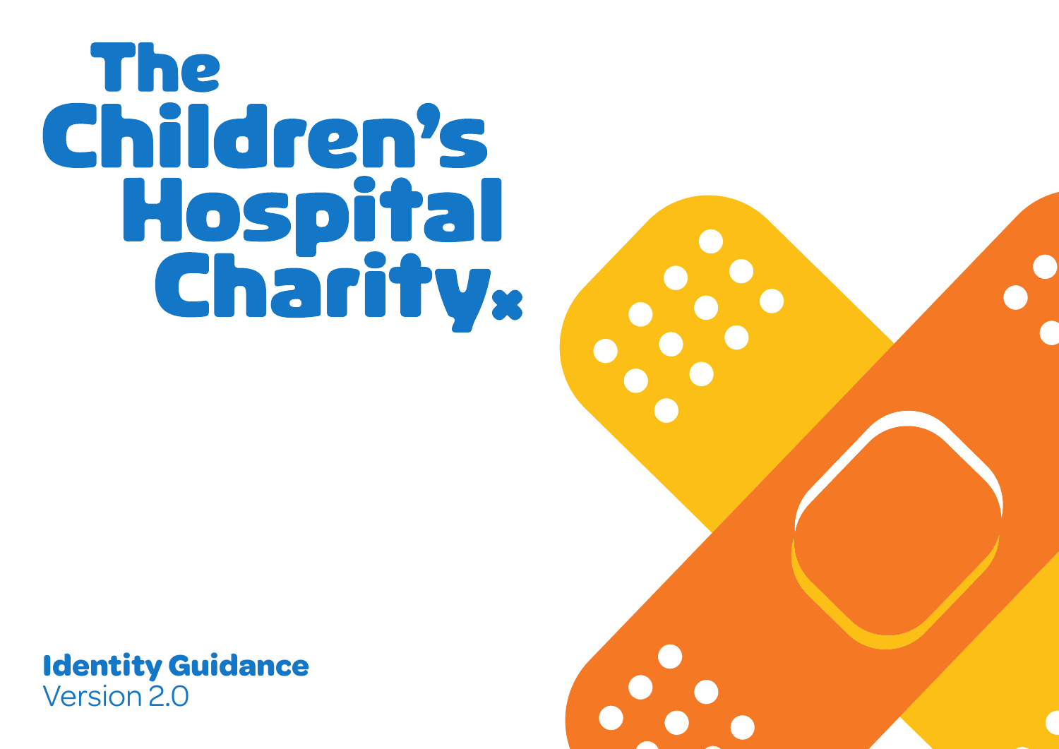# The Children's Hospital Charity

**Identity Guidance**

Version 2.0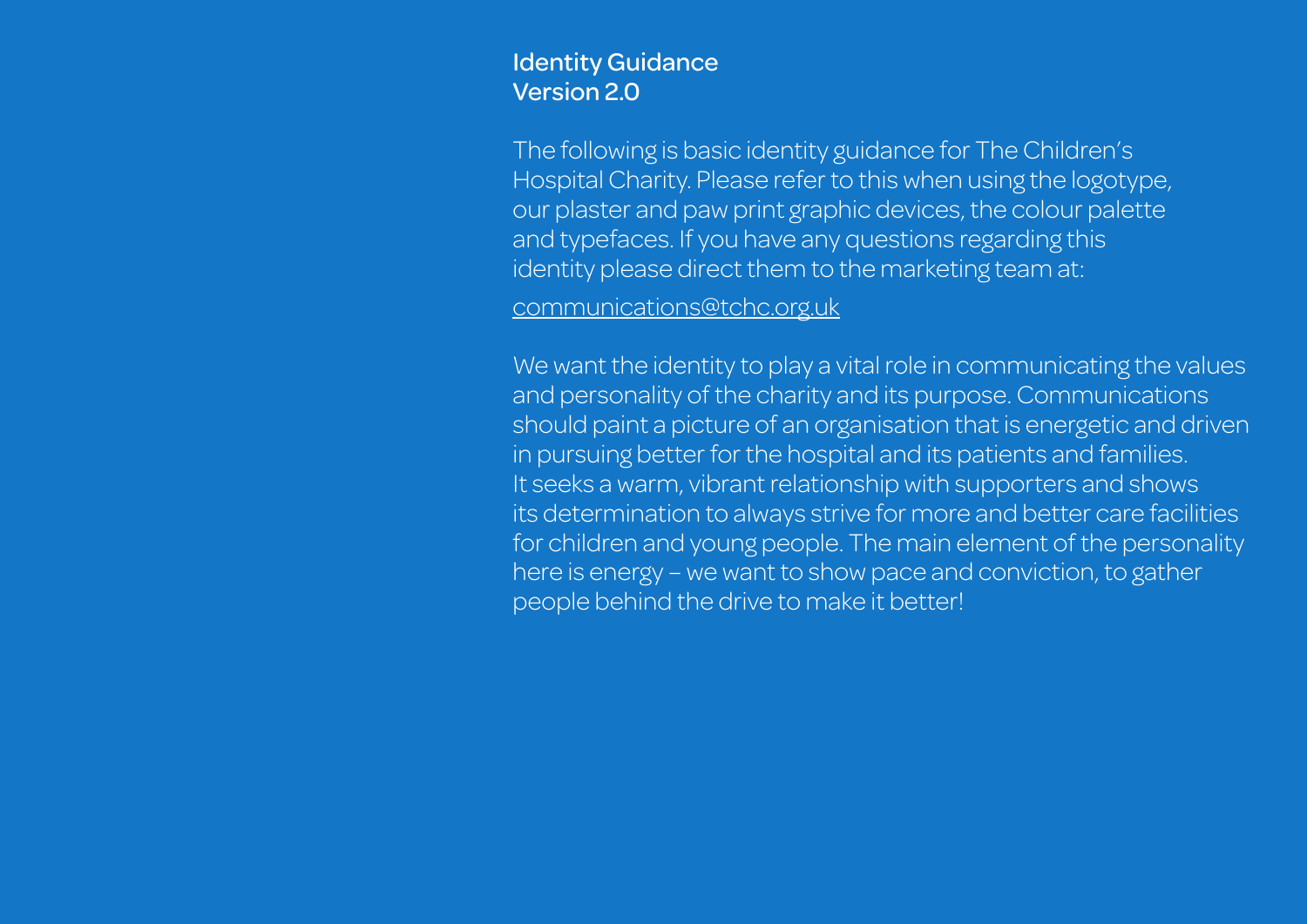## Identity Guidance
## Version 2.0

The following is basic identity guidance for The Children's Hospital Charity. Please refer to this when using the logotype, our plaster and paw print graphic devices, the colour palette and typefaces. If you have any questions regarding this identity please direct them to the marketing team at:

communications@tchc.org.uk

We want the identity to play a vital role in communicating the values and personality of the charity and its purpose. Communications should paint a picture of an organisation that is energetic and driven in pursuing better for the hospital and its patients and families. It seeks a warm, vibrant relationship with supporters and shows its determination to always strive for more and better care facilities for children and young people. The main element of the personality here is energy – we want to show pace and conviction, to gather people behind the drive to make it better!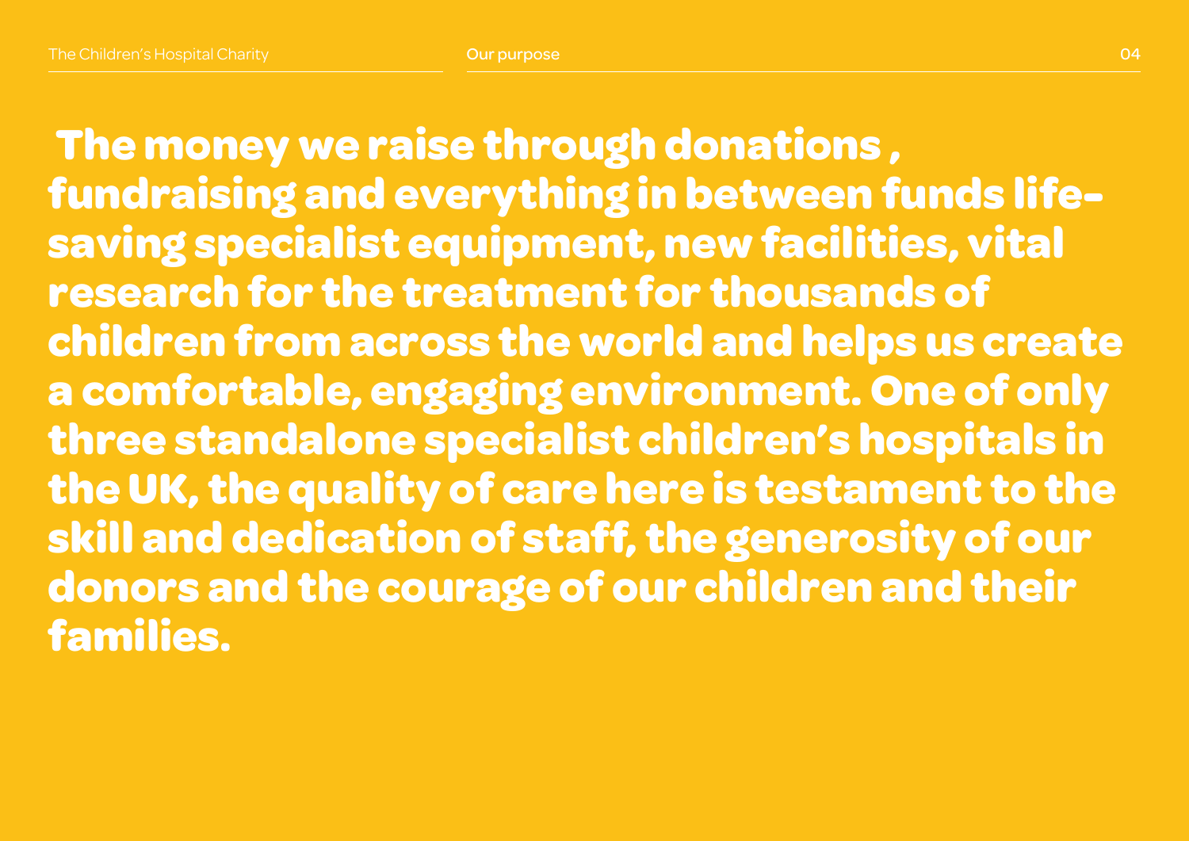**The money we raise through donations , fundraising and everything in between funds life-saving specialist equipment, new facilities, vital research for the treatment for thousands of children from across the world and helps us create a comfortable, engaging environment. One of only three standalone specialist children's hospitals in the UK, the quality of care here is testament to the skill and dedication of staff, the generosity of our donors and the courage of our children and their families.**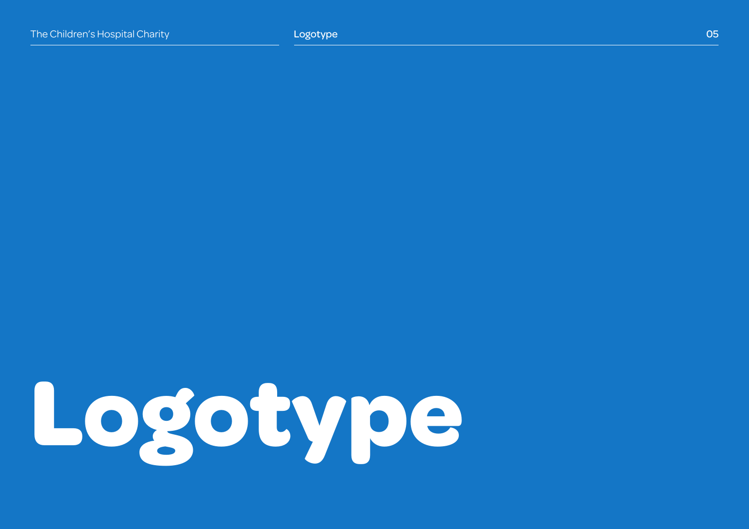# Logotype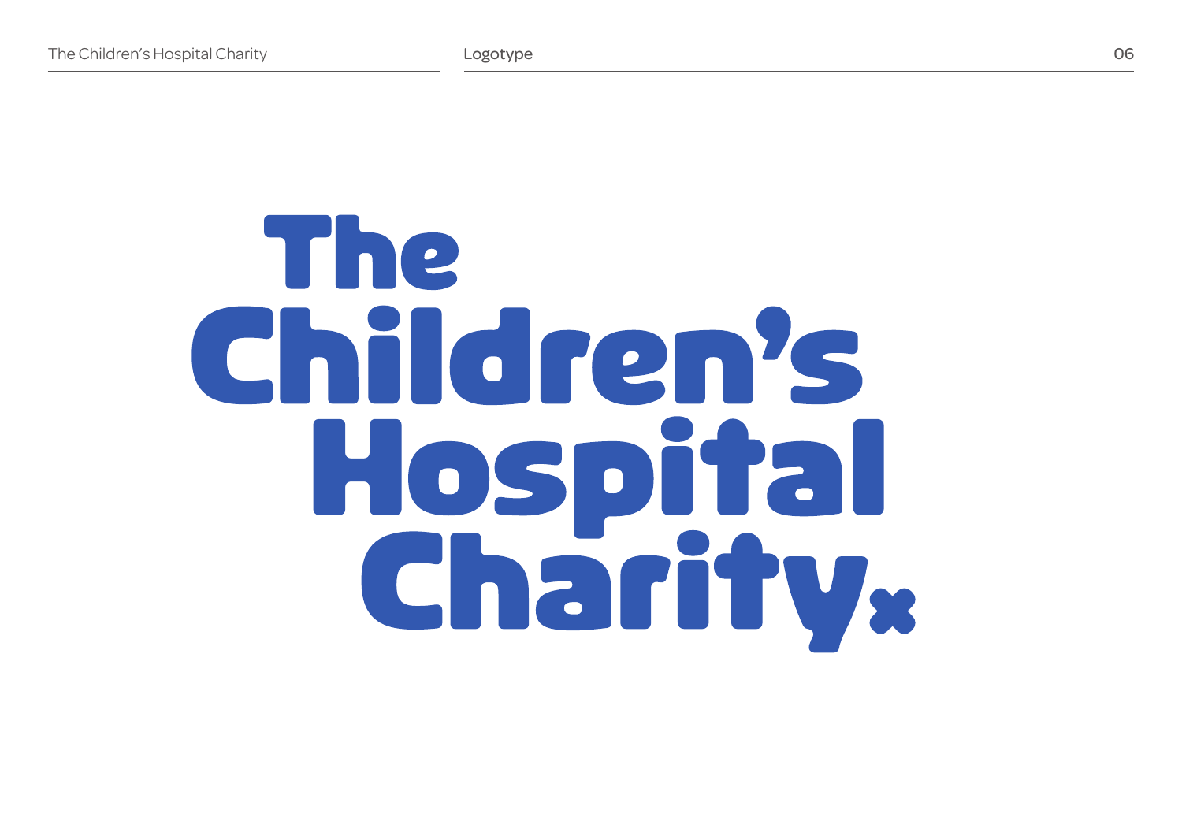# The Children's Hospital Charity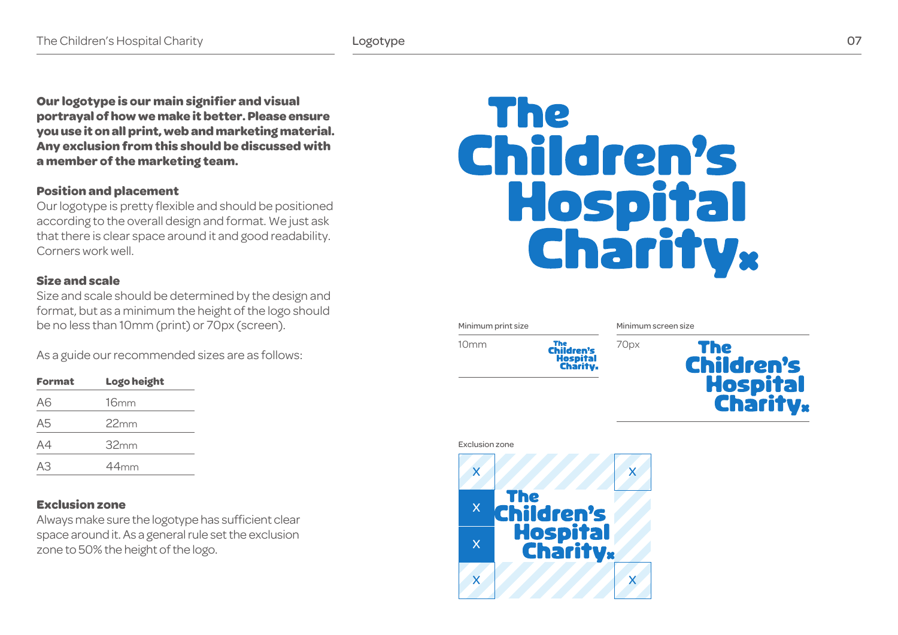**Our logotype is our main signifier and visual portrayal of how we make it better. Please ensure you use it on all print, web and marketing material. Any exclusion from this should be discussed with a member of the marketing team.**

### Position and placement

Our logotype is pretty flexible and should be positioned according to the overall design and format. We just ask that there is clear space around it and good readability. Corners work well.

### Size and scale

Size and scale should be determined by the design and format, but as a minimum the height of the logo should be no less than 10mm (print) or 70px (screen).

As a guide our recommended sizes are as follows:

| Format | Logo height |
| --- | --- |
| A6 | 16mm |
| A5 | 22mm |
| A4 | 32mm |
| A3 | 44mm |

### Exclusion zone

Always make sure the logotype has sufficient clear space around it. As a general rule set the exclusion zone to 50% the height of the logo.

The Children's Hospital Charity

Minimum print size

10mm

Minimum screen size

70px

Exclusion zone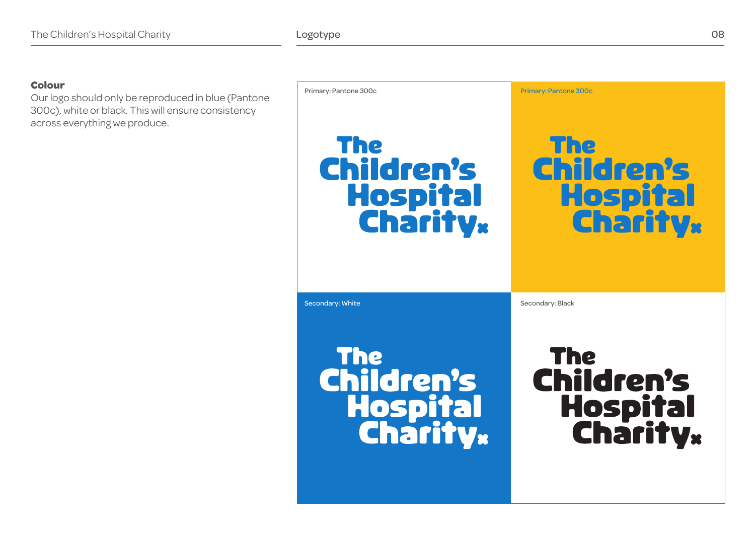### Colour

Our logo should only be reproduced in blue (Pantone 300c), white or black. This will ensure consistency across everything we produce.

Primary: Pantone 300c

The Children's Hospital Charity

Primary: Pantone 300c

The Children's Hospital Charity

Secondary: White

The Children's Hospital Charity

Secondary: Black

The Children's Hospital Charity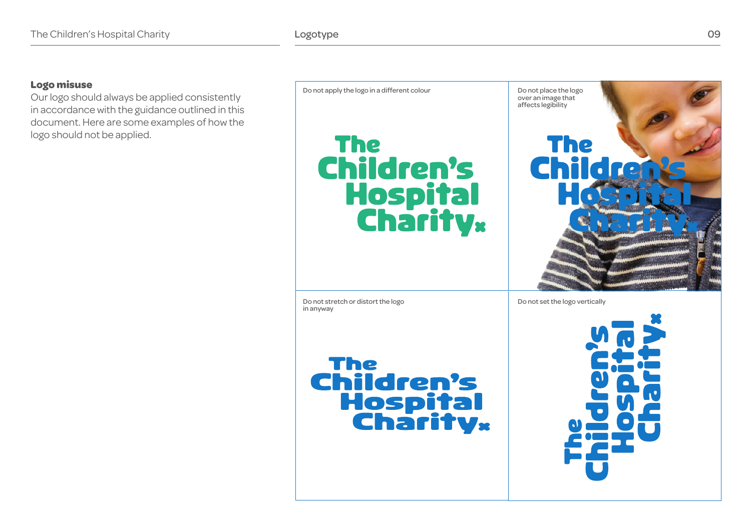## Logo misuse

Our logo should always be applied consistently in accordance with the guidance outlined in this document. Here are some examples of how the logo should not be applied.

Do not apply the logo in a different colour

The Children's Hospital Charity

Do not place the logo over an image that affects legibility

The Children's Hospital Charity

Do not stretch or distort the logo in anyway

The Children's Hospital Charity

Do not set the logo vertically

The Children's Hospital Charity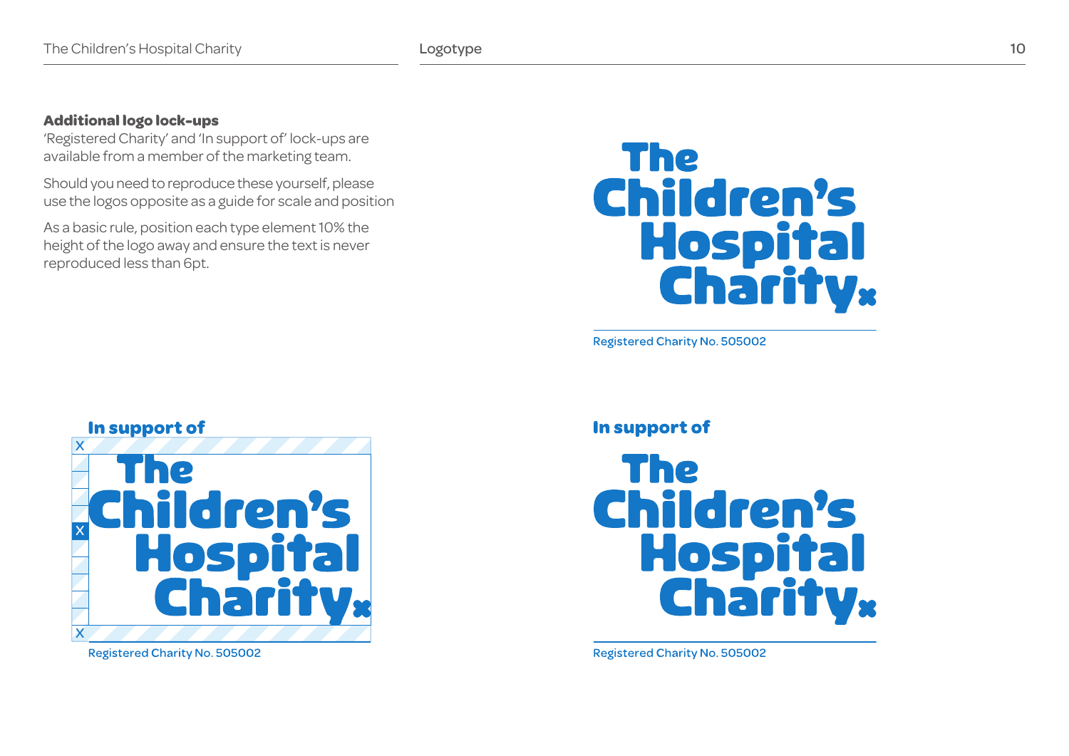### Additional logo lock-ups

'Registered Charity' and 'In support of' lock-ups are available from a member of the marketing team.

Should you need to reproduce these yourself, please use the logos opposite as a guide for scale and position

As a basic rule, position each type element 10% the height of the logo away and ensure the text is never reproduced less than 6pt.

The Children's Hospital Charity

Registered Charity No. 505002

In support of

X

The Children's Hospital Charity

X

X

Registered Charity No. 505002

In support of

The Children's Hospital Charity

Registered Charity No. 505002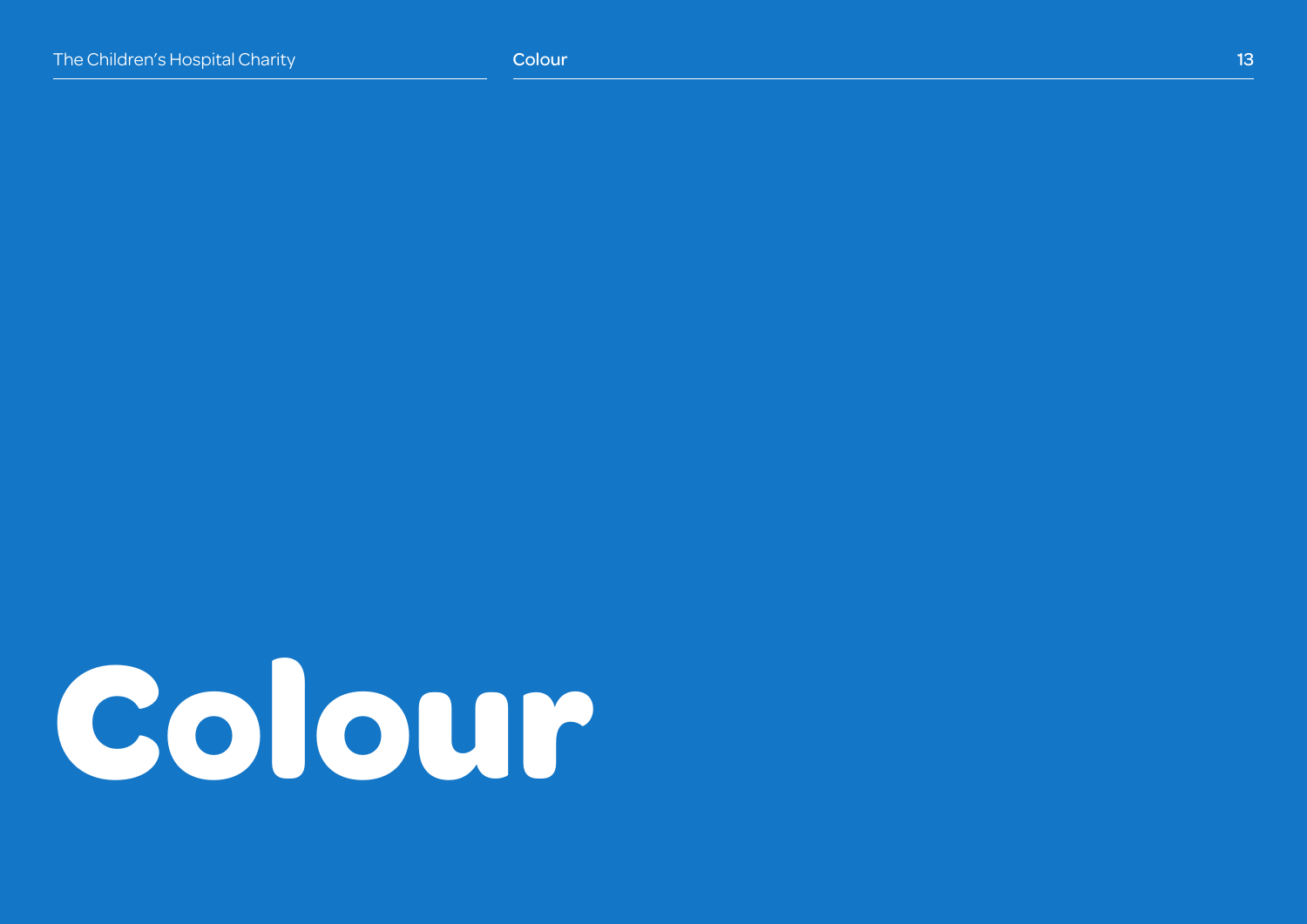# Colour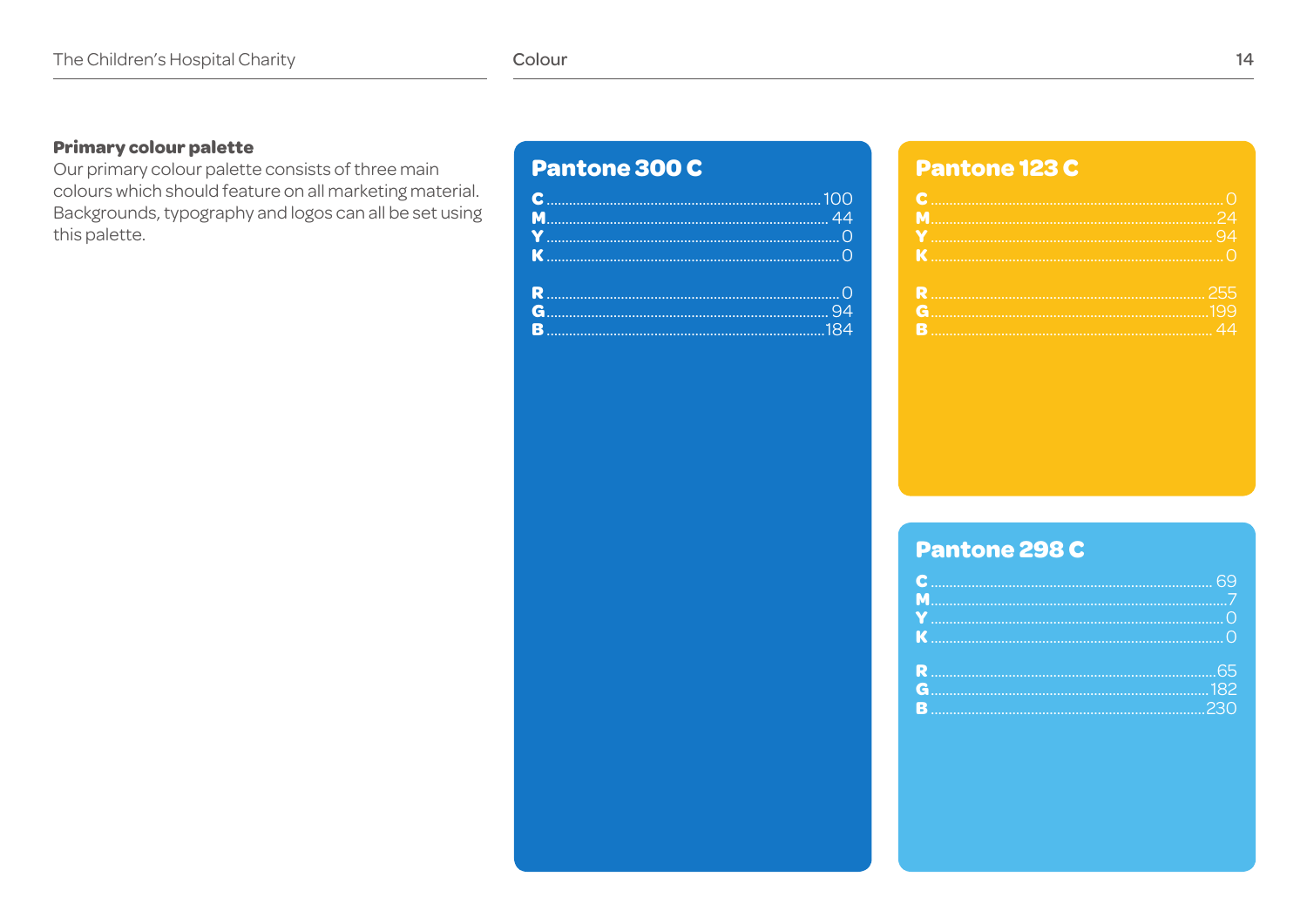## Primary colour palette

Our primary colour palette consists of three main colours which should feature on all marketing material. Backgrounds, typography and logos can all be set using this palette.

### Pantone 300 C

| | |
|---|---|
| **C** | 100 |
| **M** | 44 |
| **Y** | 0 |
| **K** | 0 |
| **R** | 0 |
| **G** | 94 |
| **B** | 184 |

### Pantone 123 C

| | |
|---|---|
| **C** | 0 |
| **M** | 24 |
| **Y** | 94 |
| **K** | 0 |
| **R** | 255 |
| **G** | 199 |
| **B** | 44 |

### Pantone 298 C

| | |
|---|---|
| **C** | 69 |
| **M** | 7 |
| **Y** | 0 |
| **K** | 0 |
| **R** | 65 |
| **G** | 182 |
| **B** | 230 |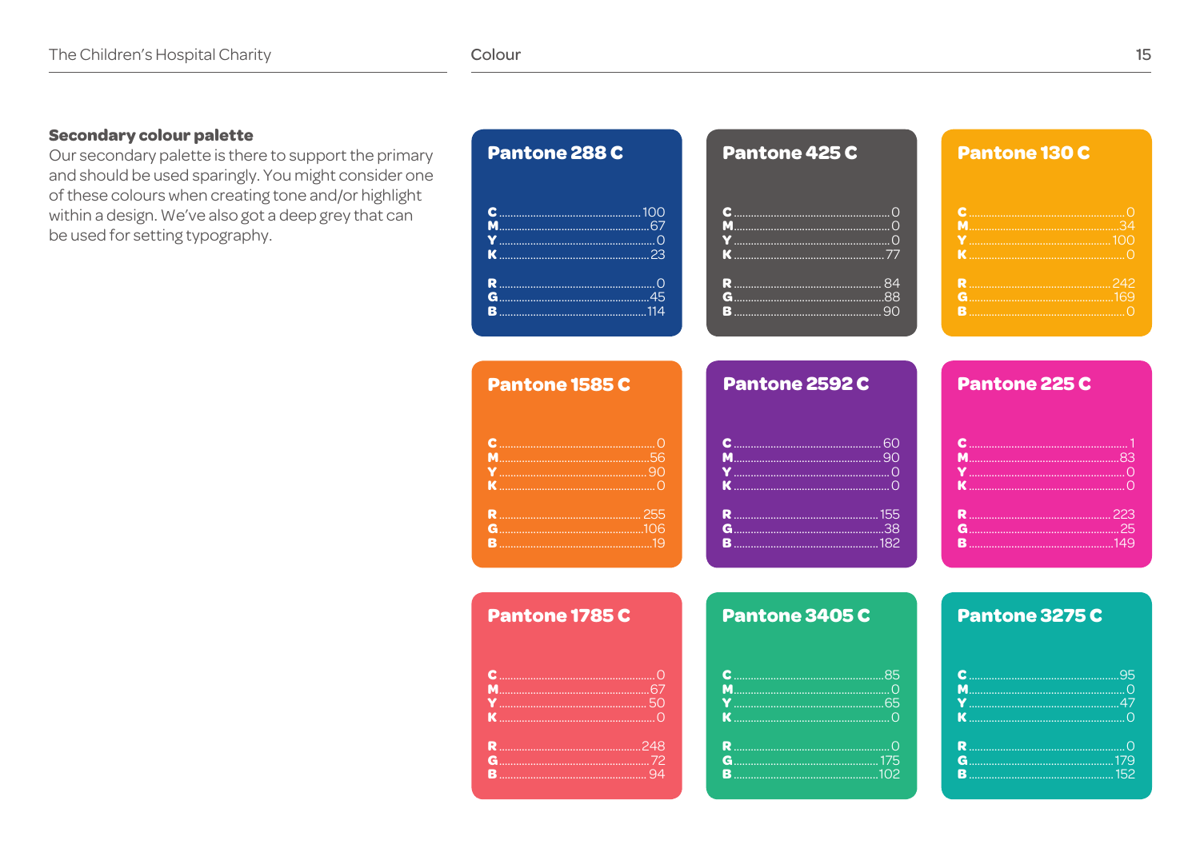## Secondary colour palette

Our secondary palette is there to support the primary and should be used sparingly. You might consider one of these colours when creating tone and/or highlight within a design. We've also got a deep grey that can be used for setting typography.

### Pantone 288 C

C 100
M 67
Y 0
K 23

R 0
G 45
B 114

### Pantone 425 C

C 0
M 0
Y 0
K 77

R 84
G 88
B 90

### Pantone 130 C

C 0
M 34
Y 100
K 0

R 242
G 169
B 0

### Pantone 1585 C

C 0
M 56
Y 90
K 0

R 255
G 106
B 19

### Pantone 2592 C

C 60
M 90
Y 0
K 0

R 155
G 38
B 182

### Pantone 225 C

C 1
M 83
Y 0
K 0

R 223
G 25
B 149

### Pantone 1785 C

C 0
M 67
Y 50
K 0

R 248
G 72
B 94

### Pantone 3405 C

C 85
M 0
Y 65
K 0

R 0
G 175
B 102

### Pantone 3275 C

C 95
M 0
Y 47
K 0

R 0
G 179
B 152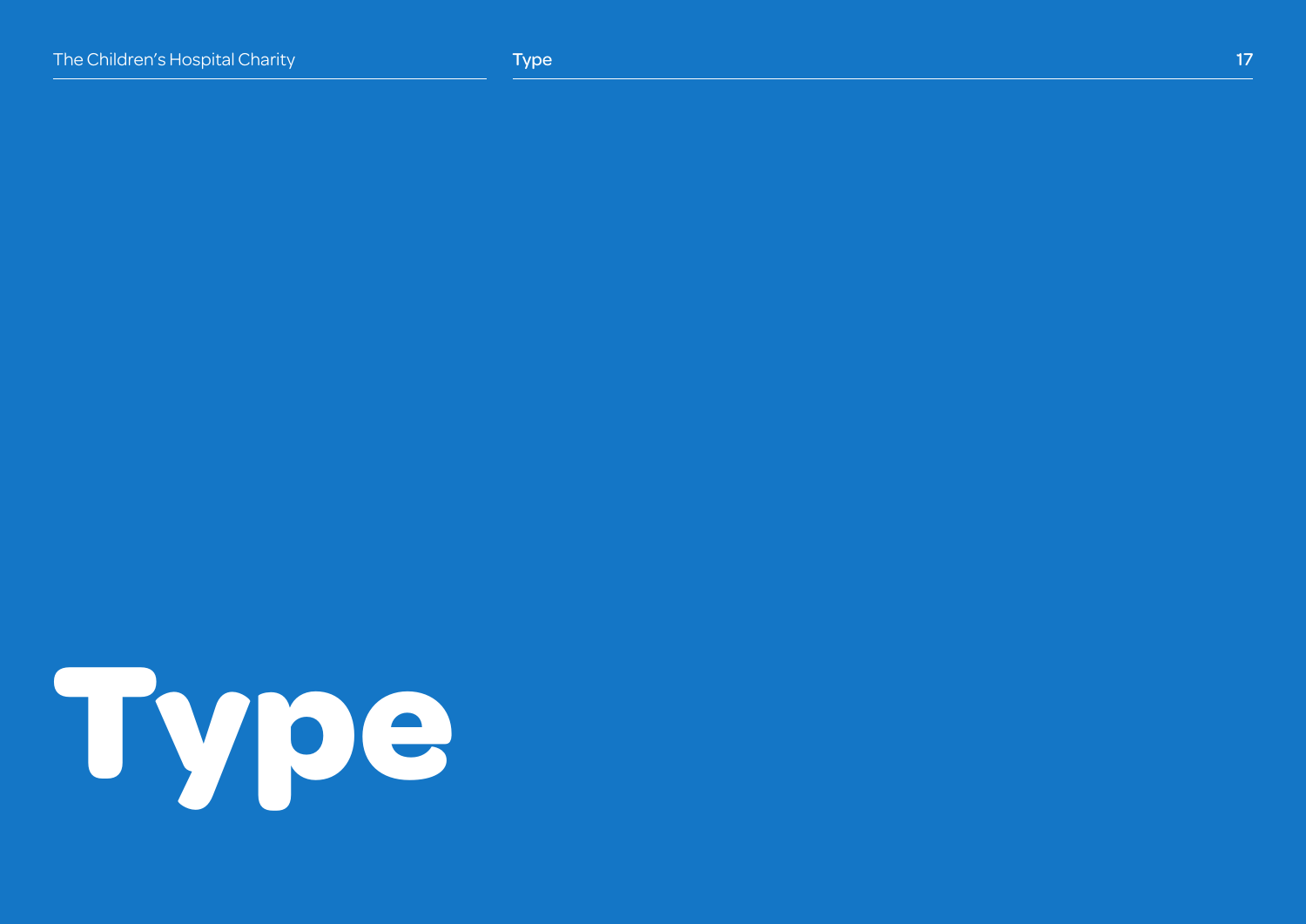# Type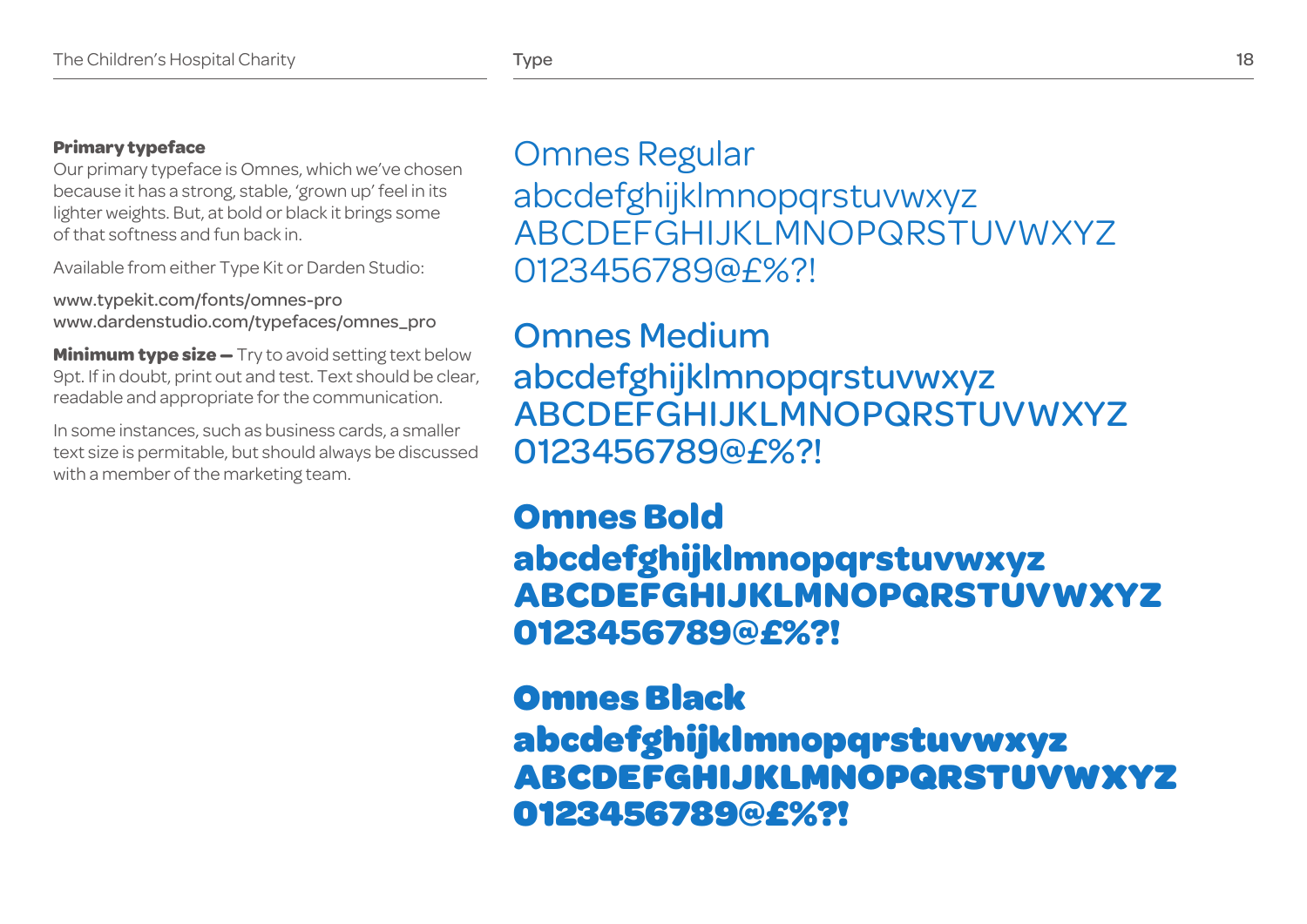**Primary typeface**
Our primary typeface is Omnes, which we've chosen because it has a strong, stable, 'grown up' feel in its lighter weights. But, at bold or black it brings some of that softness and fun back in.

Available from either Type Kit or Darden Studio:

www.typekit.com/fonts/omnes-pro
www.dardenstudio.com/typefaces/omnes_pro

**Minimum type size —** Try to avoid setting text below 9pt. If in doubt, print out and test. Text should be clear, readable and appropriate for the communication.

In some instances, such as business cards, a smaller text size is permitable, but should always be discussed with a member of the marketing team.

Omnes Regular
abcdefghijklmnopqrstuvwxyz
ABCDEFGHIJKLMNOPQRSTUVWXYZ
0123456789@£%?!

Omnes Medium
abcdefghijklmnopqrstuvwxyz
ABCDEFGHIJKLMNOPQRSTUVWXYZ
0123456789@£%?!

**Omnes Bold**
**abcdefghijklmnopqrstuvwxyz**
**ABCDEFGHIJKLMNOPQRSTUVWXYZ**
**0123456789@£%?!**

**Omnes Black**
**abcdefghijklmnopqrstuvwxyz**
**ABCDEFGHIJKLMNOPQRSTUVWXYZ**
**0123456789@£%?!**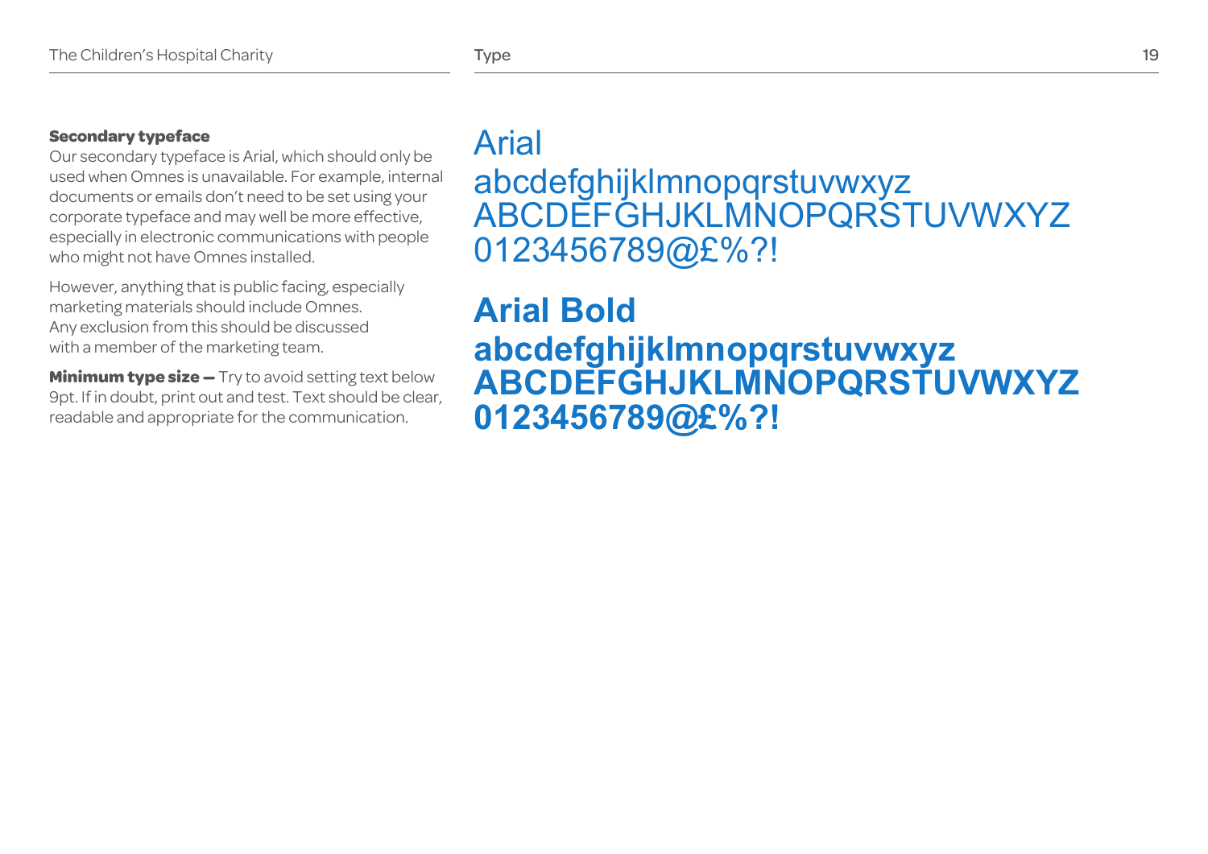**Secondary typeface**

Our secondary typeface is Arial, which should only be used when Omnes is unavailable. For example, internal documents or emails don't need to be set using your corporate typeface and may well be more effective, especially in electronic communications with people who might not have Omnes installed.

However, anything that is public facing, especially marketing materials should include Omnes. Any exclusion from this should be discussed with a member of the marketing team.

**Minimum type size —** Try to avoid setting text below 9pt. If in doubt, print out and test. Text should be clear, readable and appropriate for the communication.

Arial

abcdefghijklmnopqrstuvwxyz
ABCDEFGHJKLMNOPQRSTUVWXYZ
0123456789@£%?!

**Arial Bold**

**abcdefghijklmnopqrstuvwxyz**
**ABCDEFGHJKLMNOPQRSTUVWXYZ**
**0123456789@£%?!**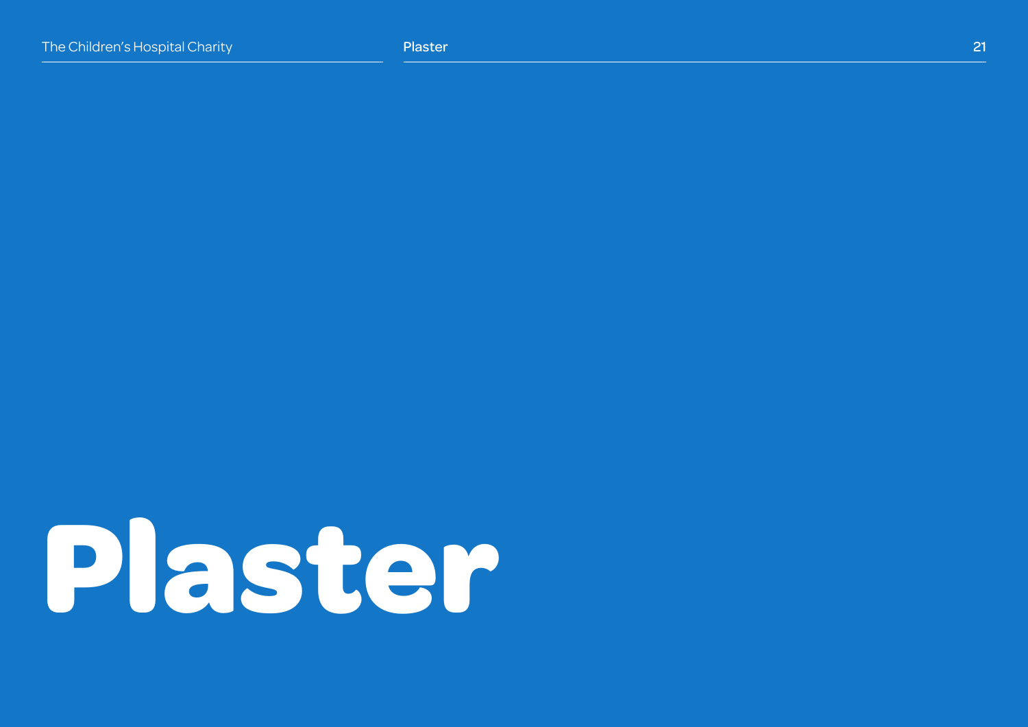# Plaster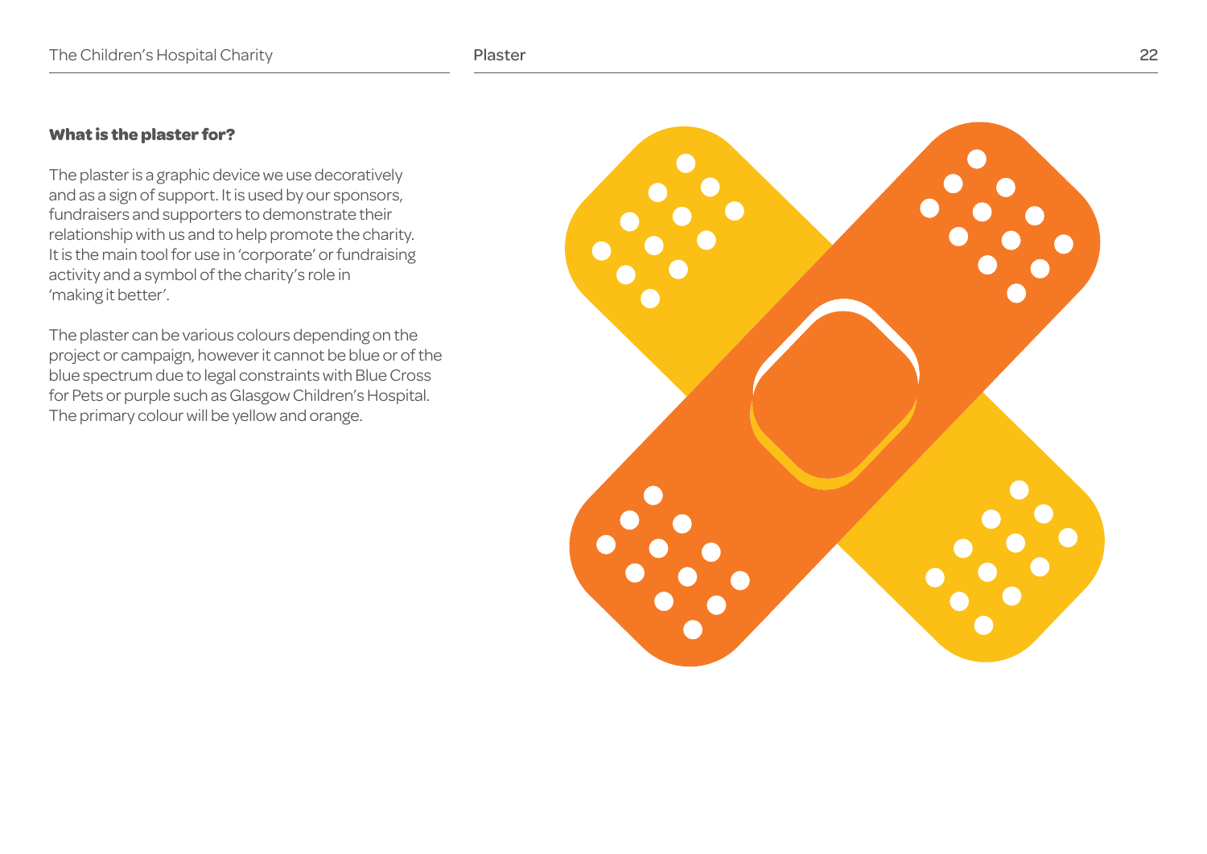### What is the plaster for?

The plaster is a graphic device we use decoratively and as a sign of support. It is used by our sponsors, fundraisers and supporters to demonstrate their relationship with us and to help promote the charity. It is the main tool for use in 'corporate' or fundraising activity and a symbol of the charity's role in 'making it better'.

The plaster can be various colours depending on the project or campaign, however it cannot be blue or of the blue spectrum due to legal constraints with Blue Cross for Pets or purple such as Glasgow Children's Hospital. The primary colour will be yellow and orange.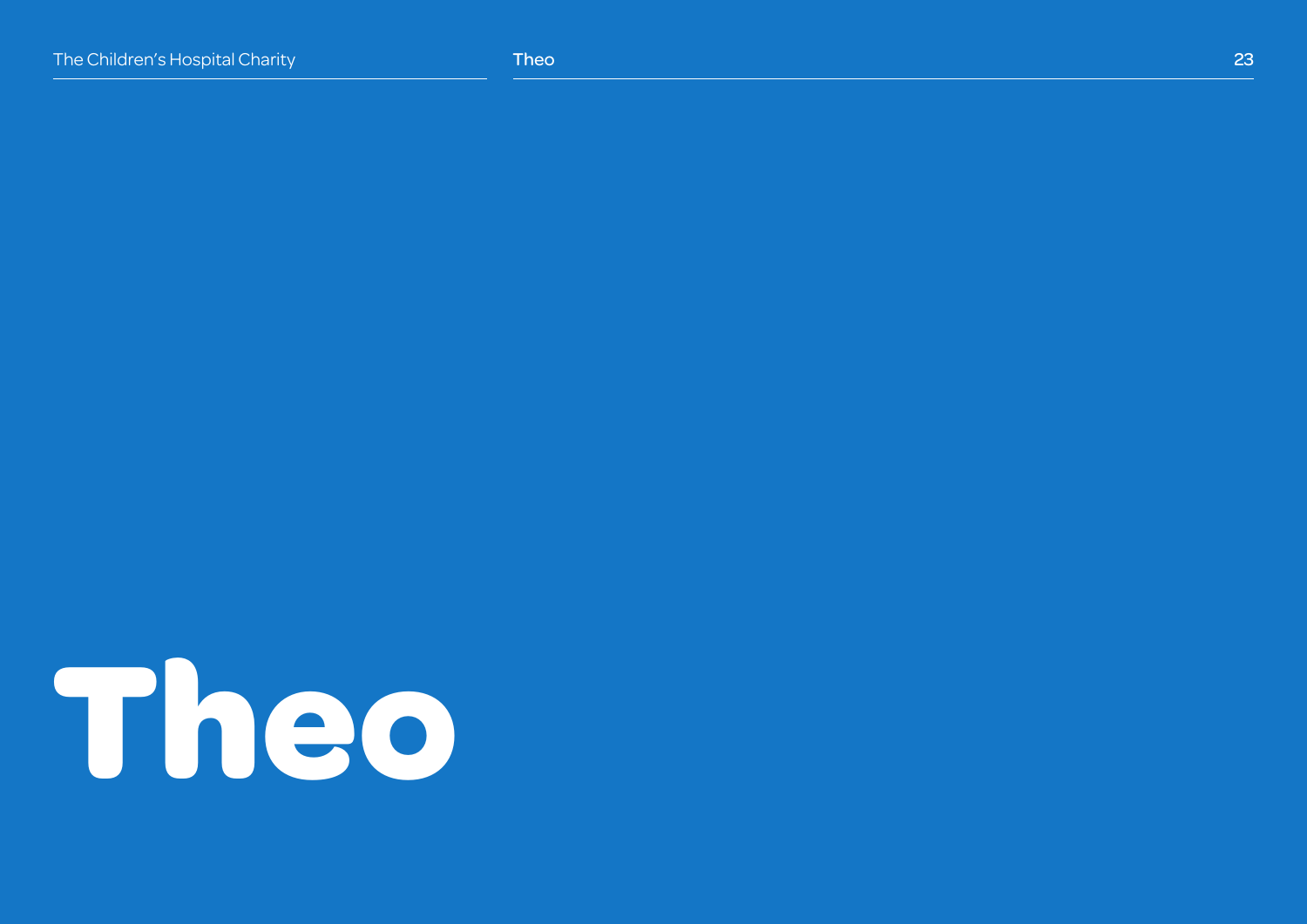# Theo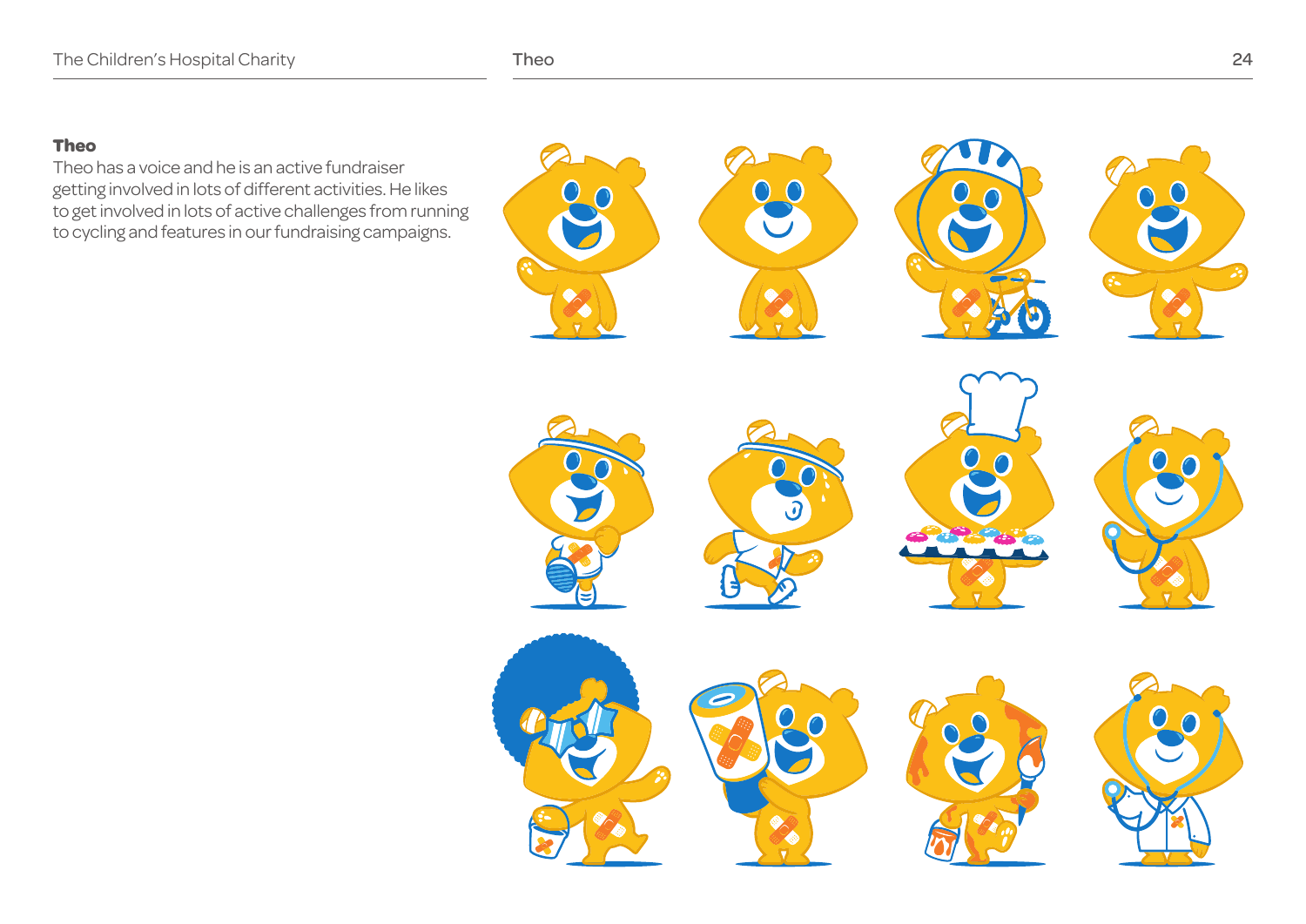## Theo

Theo has a voice and he is an active fundraiser getting involved in lots of different activities. He likes to get involved in lots of active challenges from running to cycling and features in our fundraising campaigns.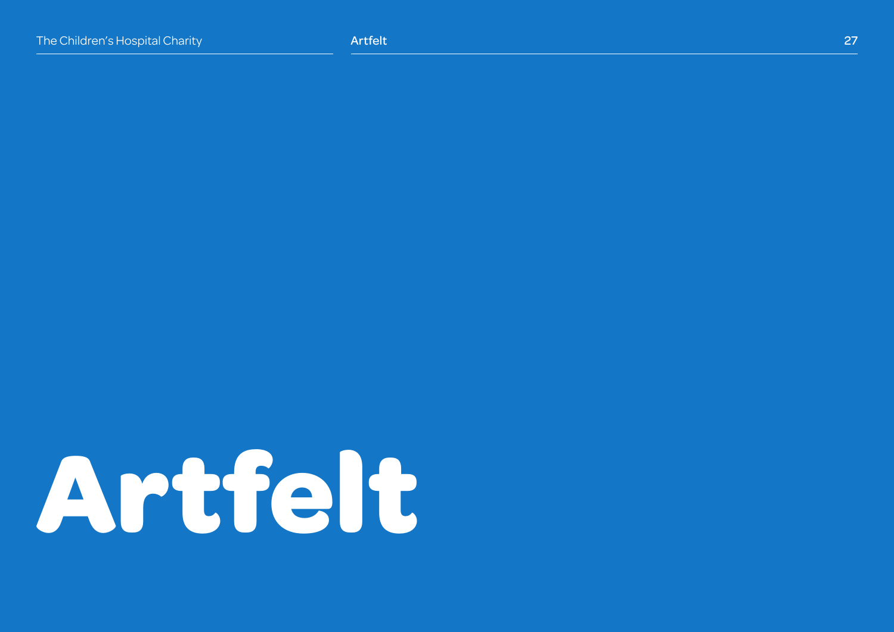# Artfelt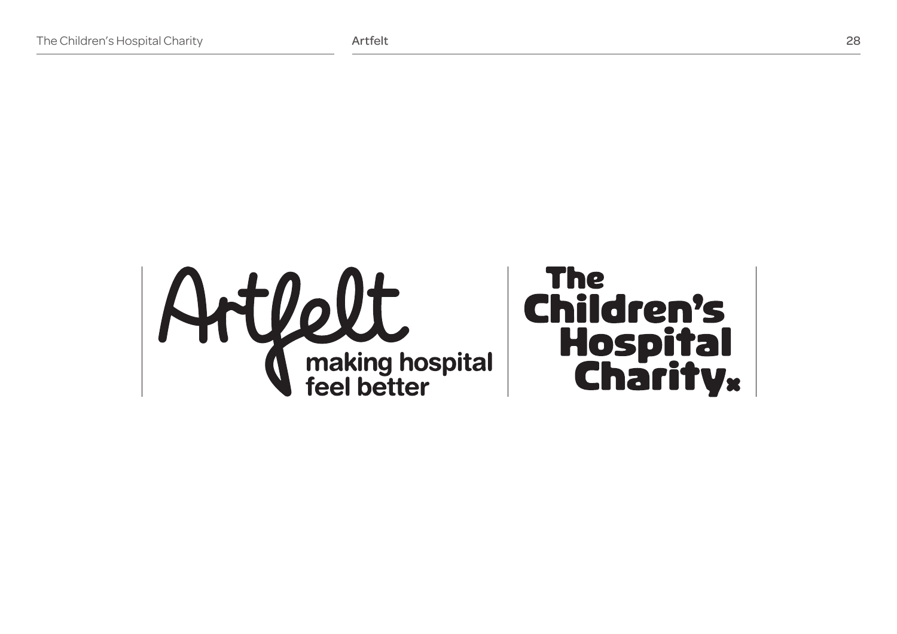Artfelt

making hospital
feel better

The
Children's
Hospital
Charity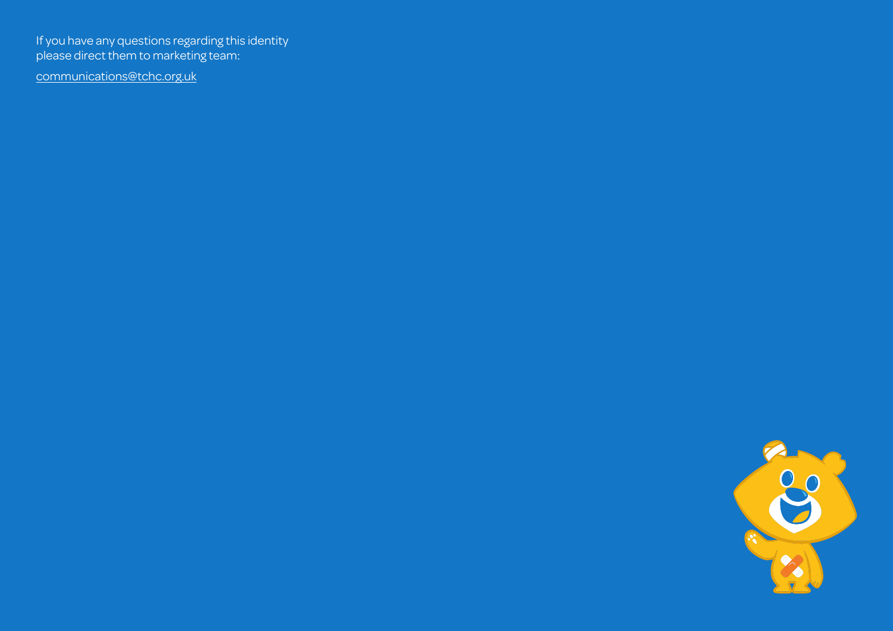If you have any questions regarding this identity please direct them to marketing team:

communications@tchc.org.uk